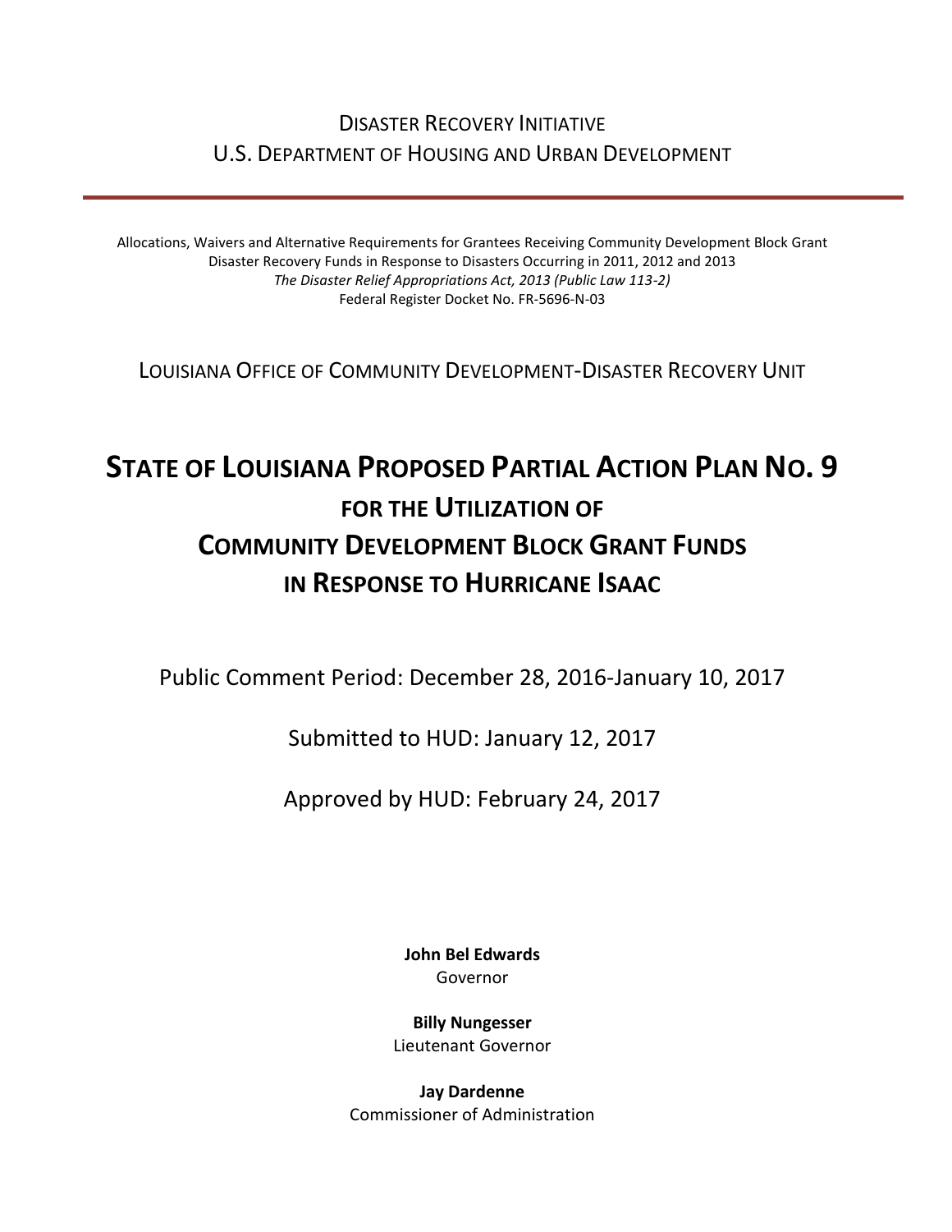DISASTER RECOVERY INITIATIVE
U.S. DEPARTMENT OF HOUSING AND URBAN DEVELOPMENT

---

Allocations, Waivers and Alternative Requirements for Grantees Receiving Community Development Block Grant Disaster Recovery Funds in Response to Disasters Occurring in 2011, 2012 and 2013
*The Disaster Relief Appropriations Act, 2013 (Public Law 113-2)*
Federal Register Docket No. FR-5696-N-03

LOUISIANA OFFICE OF COMMUNITY DEVELOPMENT-DISASTER RECOVERY UNIT

# STATE OF LOUISIANA PROPOSED PARTIAL ACTION PLAN NO. 9 FOR THE UTILIZATION OF COMMUNITY DEVELOPMENT BLOCK GRANT FUNDS IN RESPONSE TO HURRICANE ISAAC

Public Comment Period: December 28, 2016-January 10, 2017

Submitted to HUD: January 12, 2017

Approved by HUD: February 24, 2017

**John Bel Edwards**
Governor

**Billy Nungesser**
Lieutenant Governor

**Jay Dardenne**
Commissioner of Administration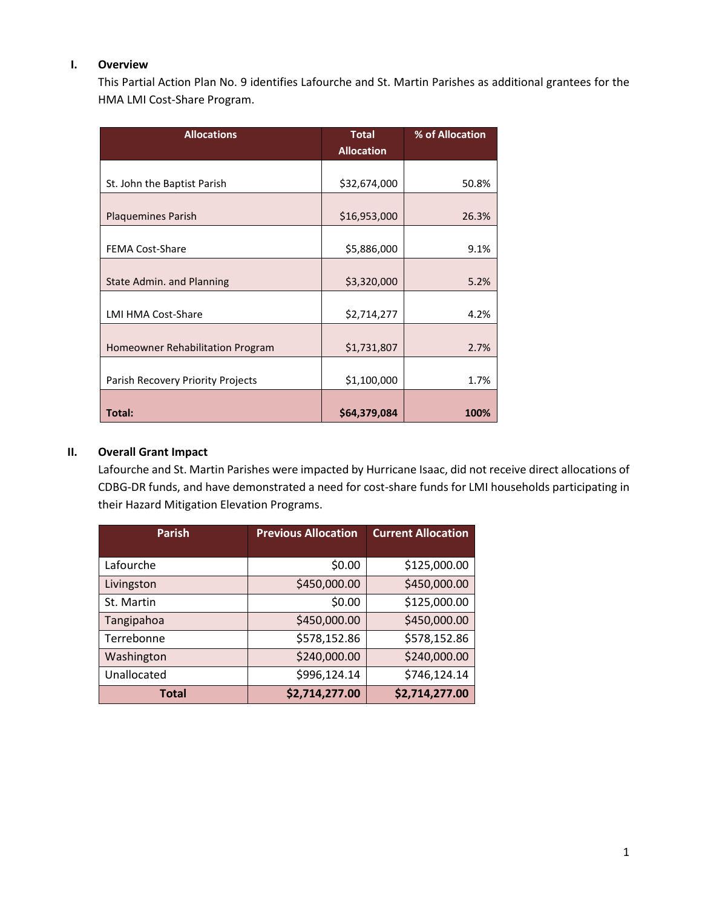## I. Overview

This Partial Action Plan No. 9 identifies Lafourche and St. Martin Parishes as additional grantees for the HMA LMI Cost-Share Program.

| Allocations | Total Allocation | % of Allocation |
|---|---|---|
| St. John the Baptist Parish | $32,674,000 | 50.8% |
| Plaquemines Parish | $16,953,000 | 26.3% |
| FEMA Cost-Share | $5,886,000 | 9.1% |
| State Admin. and Planning | $3,320,000 | 5.2% |
| LMI HMA Cost-Share | $2,714,277 | 4.2% |
| Homeowner Rehabilitation Program | $1,731,807 | 2.7% |
| Parish Recovery Priority Projects | $1,100,000 | 1.7% |
| **Total:** | **$64,379,084** | **100%** |

## II. Overall Grant Impact

Lafourche and St. Martin Parishes were impacted by Hurricane Isaac, did not receive direct allocations of CDBG-DR funds, and have demonstrated a need for cost-share funds for LMI households participating in their Hazard Mitigation Elevation Programs.

| Parish | Previous Allocation | Current Allocation |
|---|---|---|
| Lafourche | $0.00 | $125,000.00 |
| Livingston | $450,000.00 | $450,000.00 |
| St. Martin | $0.00 | $125,000.00 |
| Tangipahoa | $450,000.00 | $450,000.00 |
| Terrebonne | $578,152.86 | $578,152.86 |
| Washington | $240,000.00 | $240,000.00 |
| Unallocated | $996,124.14 | $746,124.14 |
| **Total** | **$2,714,277.00** | **$2,714,277.00** |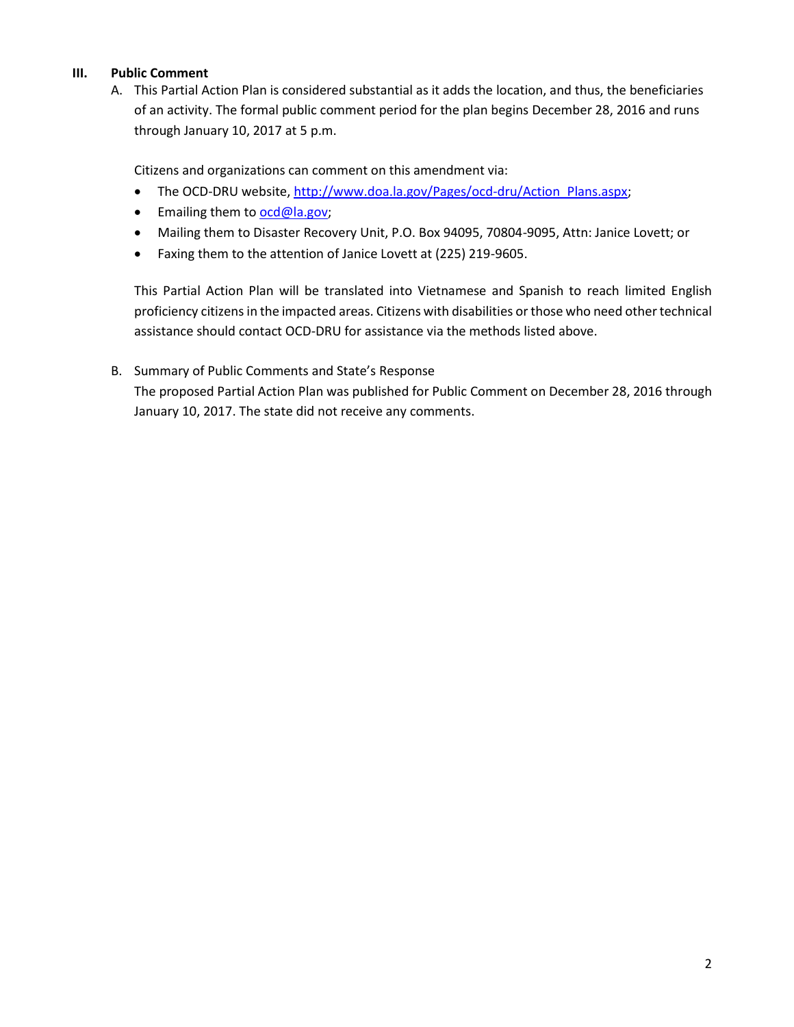## III. Public Comment

A. This Partial Action Plan is considered substantial as it adds the location, and thus, the beneficiaries of an activity. The formal public comment period for the plan begins December 28, 2016 and runs through January 10, 2017 at 5 p.m.

   Citizens and organizations can comment on this amendment via:

   - The OCD-DRU website, http://www.doa.la.gov/Pages/ocd-dru/Action_Plans.aspx;
   - Emailing them to ocd@la.gov;
   - Mailing them to Disaster Recovery Unit, P.O. Box 94095, 70804-9095, Attn: Janice Lovett; or
   - Faxing them to the attention of Janice Lovett at (225) 219-9605.

   This Partial Action Plan will be translated into Vietnamese and Spanish to reach limited English proficiency citizens in the impacted areas. Citizens with disabilities or those who need other technical assistance should contact OCD-DRU for assistance via the methods listed above.

B. Summary of Public Comments and State's Response

   The proposed Partial Action Plan was published for Public Comment on December 28, 2016 through January 10, 2017. The state did not receive any comments.